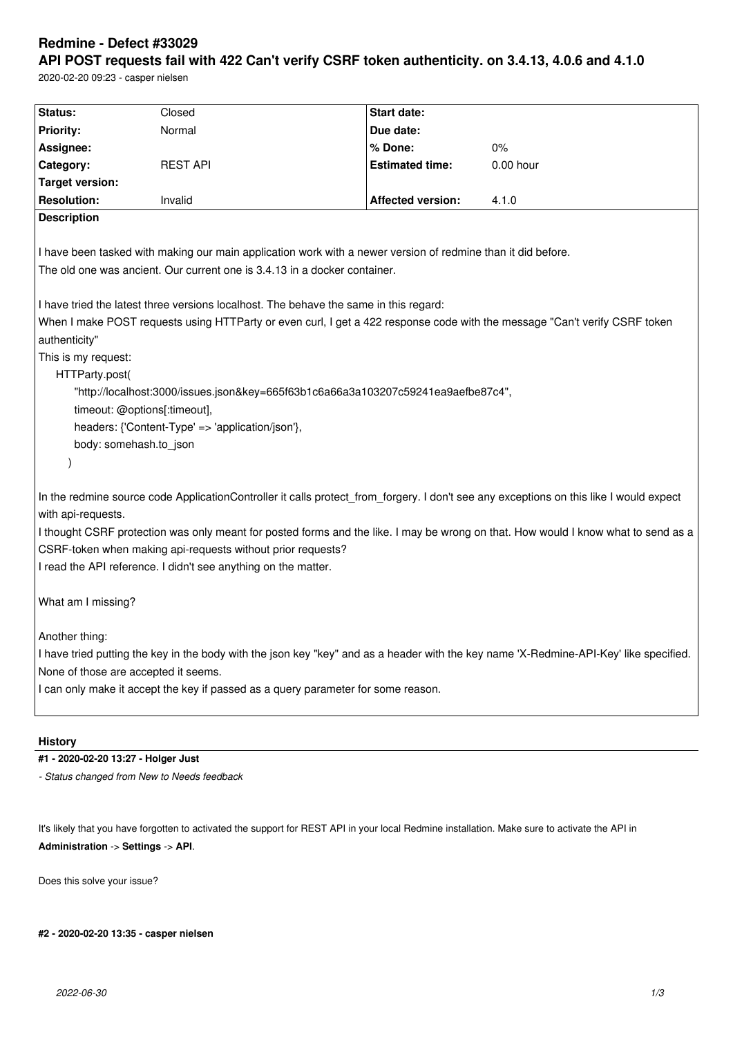# Redmine - Defect #33029

## API POST requests fail with 422 Can't verify CSRF token authenticity. on 3.4.13, 4.0.6 and 4.1.0

2020-02-20 09:23 - casper nielsen

| Status: | Closed | Start date: | |
|---|---|---|---|
| Priority: | Normal | Due date: | |
| Assignee: | | % Done: | 0% |
| Category: | REST API | Estimated time: | 0.00 hour |
| Target version: | | | |
| Resolution: | Invalid | Affected version: | 4.1.0 |

**Description**

I have been tasked with making our main application work with a newer version of redmine than it did before.
The old one was ancient. Our current one is 3.4.13 in a docker container.

I have tried the latest three versions localhost. The behave the same in this regard:
When I make POST requests using HTTParty or even curl, I get a 422 response code with the message "Can't verify CSRF token authenticity"
This is my request:

```
HTTParty.post(
    "http://localhost:3000/issues.json&key=665f63b1c6a66a3a103207c59241ea9aefbe87c4",
    timeout: @options[:timeout],
    headers: {'Content-Type' => 'application/json'},
    body: somehash.to_json
  )
```

In the redmine source code ApplicationController it calls protect_from_forgery. I don't see any exceptions on this like I would expect with api-requests.
I thought CSRF protection was only meant for posted forms and the like. I may be wrong on that. How would I know what to send as a CSRF-token when making api-requests without prior requests?
I read the API reference. I didn't see anything on the matter.

What am I missing?

Another thing:
I have tried putting the key in the body with the json key "key" and as a header with the key name 'X-Redmine-API-Key' like specified.
None of those are accepted it seems.
I can only make it accept the key if passed as a query parameter for some reason.

**History**

**#1 - 2020-02-20 13:27 - Holger Just**

*- Status changed from New to Needs feedback*

It's likely that you have forgotten to activated the support for REST API in your local Redmine installation. Make sure to activate the API in **Administration** -> **Settings** -> **API**.

Does this solve your issue?

**#2 - 2020-02-20 13:35 - casper nielsen**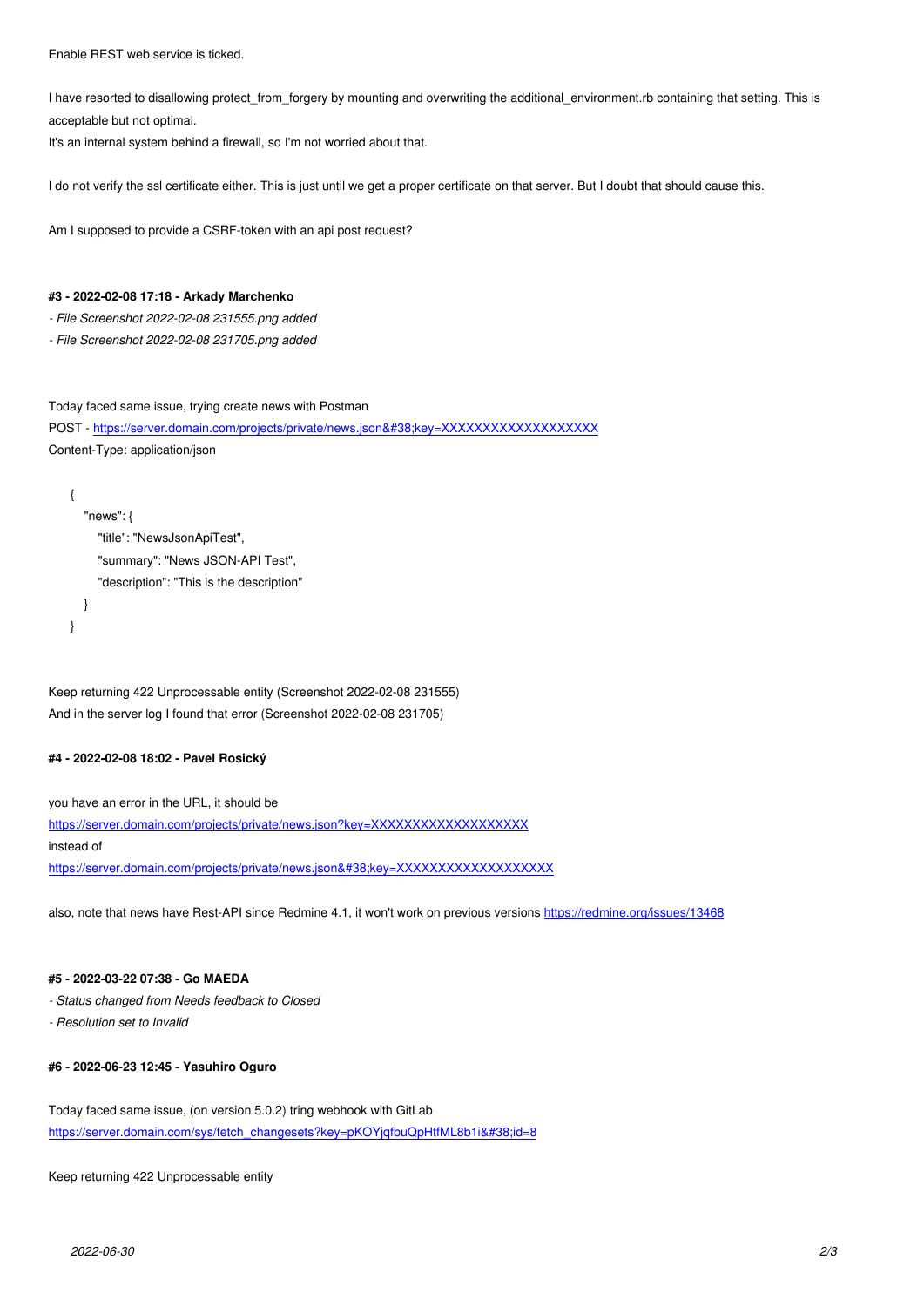Enable REST web service is ticked.

I have resorted to disallowing protect_from_forgery by mounting and overwriting the additional_environment.rb containing that setting. This is acceptable but not optimal.
It's an internal system behind a firewall, so I'm not worried about that.

I do not verify the ssl certificate either. This is just until we get a proper certificate on that server. But I doubt that should cause this.

Am I supposed to provide a CSRF-token with an api post request?

#### #3 - 2022-02-08 17:18 - Arkady Marchenko

- *File Screenshot 2022-02-08 231555.png added*
- *File Screenshot 2022-02-08 231705.png added*

Today faced same issue, trying create news with Postman
POST - https://server.domain.com/projects/private/news.json&#38;key=XXXXXXXXXXXXXXXXXX
Content-Type: application/json

```
{
    "news": {
        "title": "NewsJsonApiTest",
        "summary": "News JSON-API Test",
        "description": "This is the description"
    }
}
```

Keep returning 422 Unprocessable entity (Screenshot 2022-02-08 231555)
And in the server log I found that error (Screenshot 2022-02-08 231705)

#### #4 - 2022-02-08 18:02 - Pavel Rosický

you have an error in the URL, it should be
https://server.domain.com/projects/private/news.json?key=XXXXXXXXXXXXXXXXXX
instead of
https://server.domain.com/projects/private/news.json&#38;key=XXXXXXXXXXXXXXXXXX

also, note that news have Rest-API since Redmine 4.1, it won't work on previous versions https://redmine.org/issues/13468

#### #5 - 2022-03-22 07:38 - Go MAEDA

- *Status changed from Needs feedback to Closed*
- *Resolution set to Invalid*

#### #6 - 2022-06-23 12:45 - Yasuhiro Oguro

Today faced same issue, (on version 5.0.2) tring webhook with GitLab
https://server.domain.com/sys/fetch_changesets?key=pKOYjqfbuQpHtfML8b1i&#38;id=8

Keep returning 422 Unprocessable entity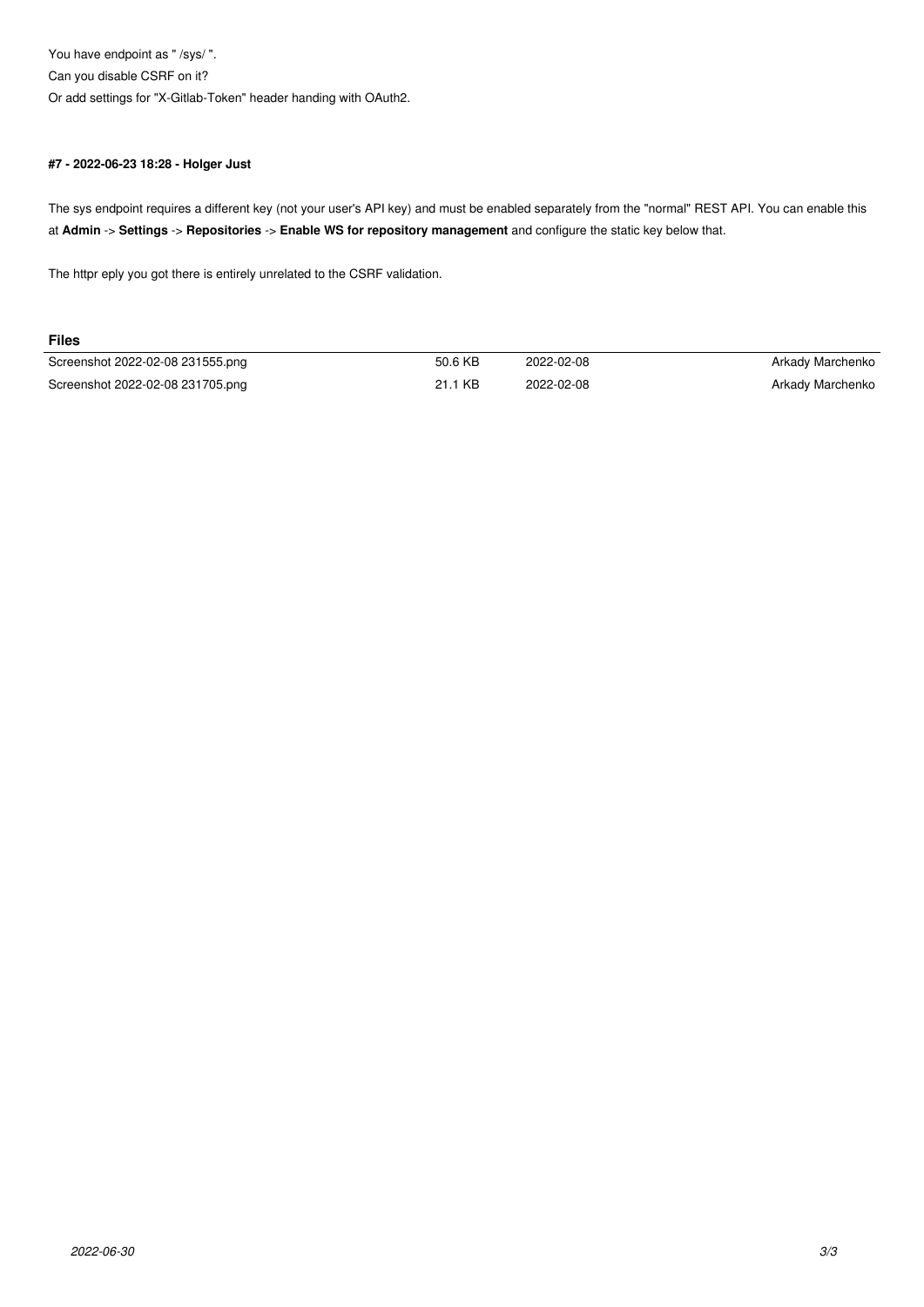You have endpoint as " /sys/ ".

Can you disable CSRF on it?

Or add settings for "X-Gitlab-Token" header handing with OAuth2.

#### #7 - 2022-06-23 18:28 - Holger Just

The sys endpoint requires a different key (not your user's API key) and must be enabled separately from the "normal" REST API. You can enable this at **Admin** -> **Settings** -> **Repositories** -> **Enable WS for repository management** and configure the static key below that.

The httpr eply you got there is entirely unrelated to the CSRF validation.

### Files

| | | | |
|---|---|---|---|
| Screenshot 2022-02-08 231555.png | 50.6 KB | 2022-02-08 | Arkady Marchenko |
| Screenshot 2022-02-08 231705.png | 21.1 KB | 2022-02-08 | Arkady Marchenko |